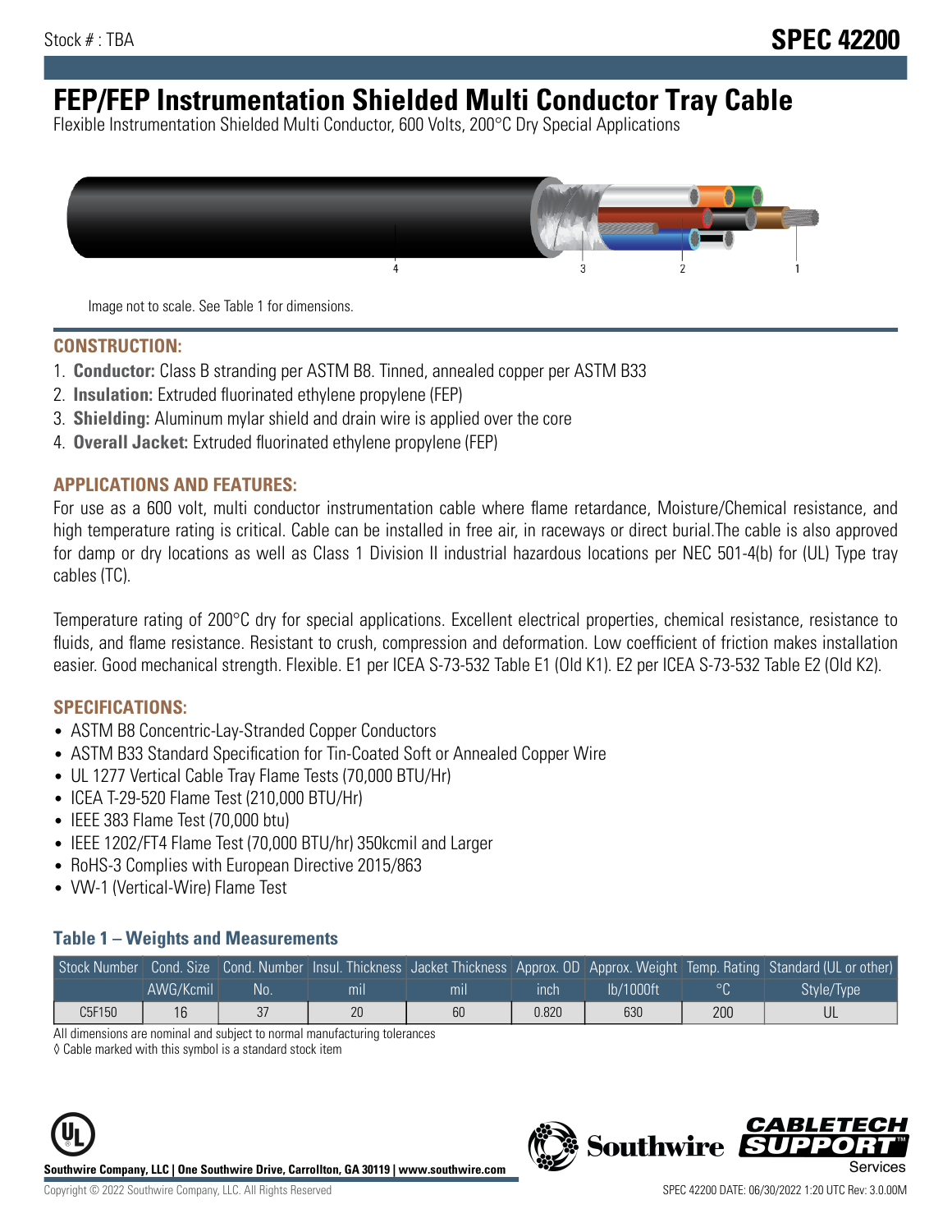Stock # : TBA

**SPEC 42200**

# FEP/FEP Instrumentation Shielded Multi Conductor Tray Cable

Flexible Instrumentation Shielded Multi Conductor, 600 Volts, 200°C Dry Special Applications

4 3 2 1

Image not to scale. See Table 1 for dimensions.

## CONSTRUCTION:

1. **Conductor:** Class B stranding per ASTM B8. Tinned, annealed copper per ASTM B33
2. **Insulation:** Extruded fluorinated ethylene propylene (FEP)
3. **Shielding:** Aluminum mylar shield and drain wire is applied over the core
4. **Overall Jacket:** Extruded fluorinated ethylene propylene (FEP)

## APPLICATIONS AND FEATURES:

For use as a 600 volt, multi conductor instrumentation cable where flame retardance, Moisture/Chemical resistance, and high temperature rating is critical. Cable can be installed in free air, in raceways or direct burial.The cable is also approved for damp or dry locations as well as Class 1 Division II industrial hazardous locations per NEC 501-4(b) for (UL) Type tray cables (TC).

Temperature rating of 200°C dry for special applications. Excellent electrical properties, chemical resistance, resistance to fluids, and flame resistance. Resistant to crush, compression and deformation. Low coefficient of friction makes installation easier. Good mechanical strength. Flexible. E1 per ICEA S-73-532 Table E1 (Old K1). E2 per ICEA S-73-532 Table E2 (Old K2).

## SPECIFICATIONS:

- ASTM B8 Concentric-Lay-Stranded Copper Conductors
- ASTM B33 Standard Specification for Tin-Coated Soft or Annealed Copper Wire
- UL 1277 Vertical Cable Tray Flame Tests (70,000 BTU/Hr)
- ICEA T-29-520 Flame Test (210,000 BTU/Hr)
- IEEE 383 Flame Test (70,000 btu)
- IEEE 1202/FT4 Flame Test (70,000 BTU/hr) 350kcmil and Larger
- RoHS-3 Complies with European Directive 2015/863
- VW-1 (Vertical-Wire) Flame Test

### Table 1 – Weights and Measurements

| Stock Number | Cond. Size | Cond. Number | Insul. Thickness | Jacket Thickness | Approx. OD | Approx. Weight | Temp. Rating | Standard (UL or other) |
|---|---|---|---|---|---|---|---|---|
| | AWG/Kcmil | No. | mil | mil | inch | lb/1000ft | °C | Style/Type |
| C5F150 | 16 | 37 | 20 | 60 | 0.820 | 630 | 200 | UL |

All dimensions are nominal and subject to normal manufacturing tolerances

◊ Cable marked with this symbol is a standard stock item

**Southwire Company, LLC | One Southwire Drive, Carrollton, GA 30119 | www.southwire.com**

Copyright © 2022 Southwire Company, LLC. All Rights Reserved

SPEC 42200 DATE: 06/30/2022 1:20 UTC Rev: 3.0.00M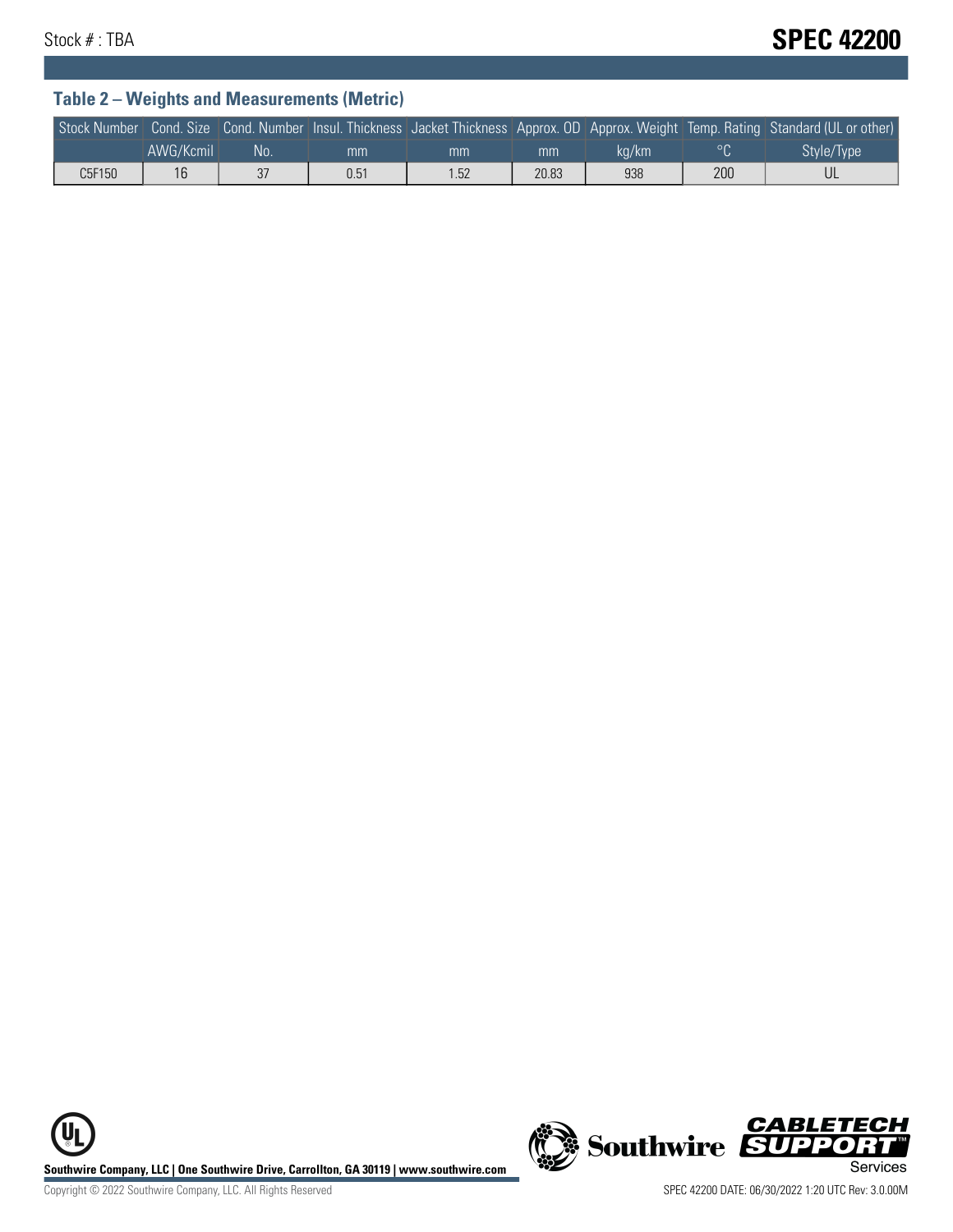### Table 2 – Weights and Measurements (Metric)

| Stock Number | Cond. Size | Cond. Number | Insul. Thickness | Jacket Thickness | Approx. OD | Approx. Weight | Temp. Rating | Standard (UL or other) |
|---|---|---|---|---|---|---|---|---|
| | AWG/Kcmil | No. | mm | mm | mm | kg/km | °C | Style/Type |
| C5F150 | 16 | 37 | 0.51 | 1.52 | 20.83 | 938 | 200 | UL |

Southwire Company, LLC | One Southwire Drive, Carrollton, GA 30119 | www.southwire.com

Copyright © 2022 Southwire Company, LLC. All Rights Reserved

SPEC 42200 DATE: 06/30/2022 1:20 UTC Rev: 3.0.00M